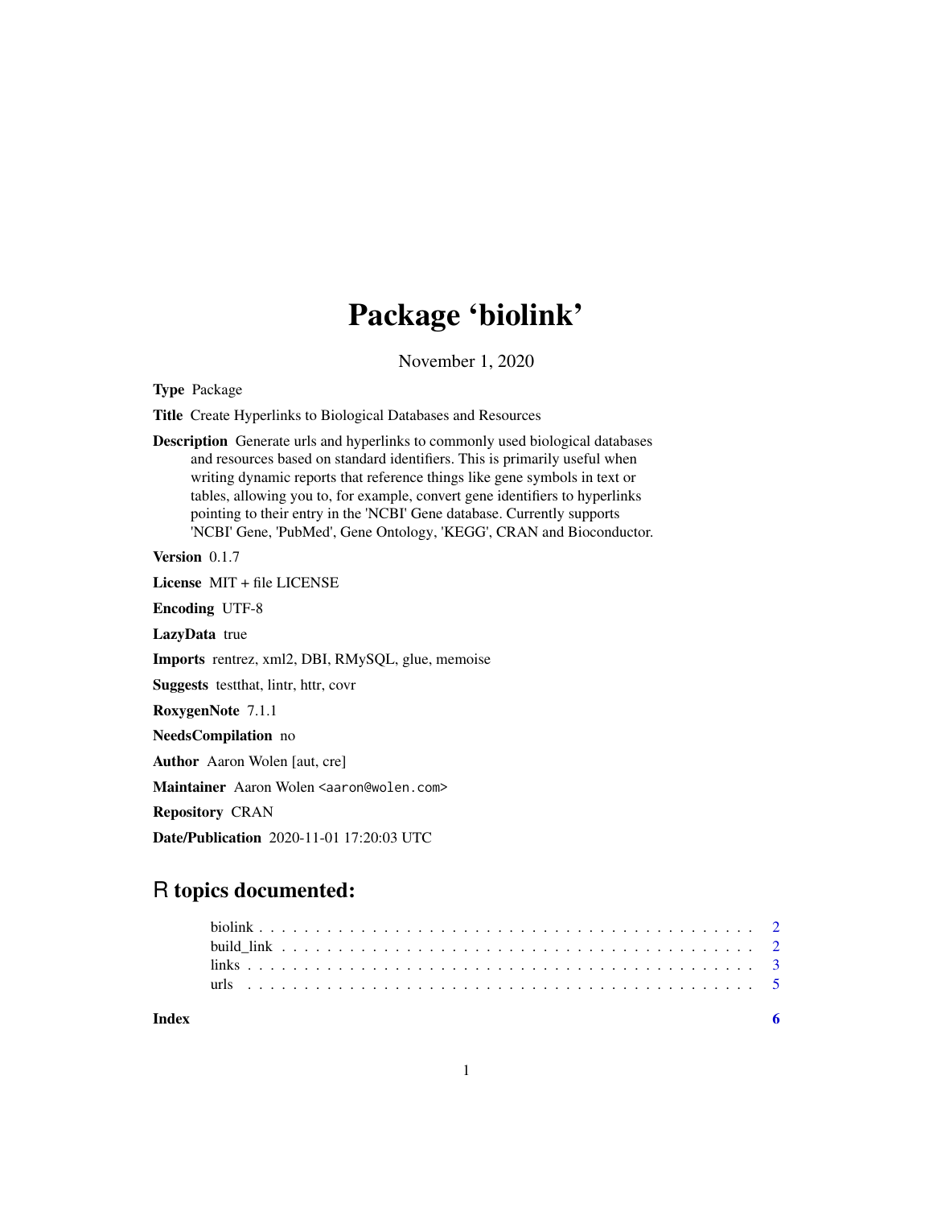# Package 'biolink'

November 1, 2020

**Type** Package

**Title** Create Hyperlinks to Biological Databases and Resources

**Description** Generate urls and hyperlinks to commonly used biological databases and resources based on standard identifiers. This is primarily useful when writing dynamic reports that reference things like gene symbols in text or tables, allowing you to, for example, convert gene identifiers to hyperlinks pointing to their entry in the 'NCBI' Gene database. Currently supports 'NCBI' Gene, 'PubMed', Gene Ontology, 'KEGG', CRAN and Bioconductor.

**Version** 0.1.7

**License** MIT + file LICENSE

**Encoding** UTF-8

**LazyData** true

**Imports** rentrez, xml2, DBI, RMySQL, glue, memoise

**Suggests** testthat, lintr, httr, covr

**RoxygenNote** 7.1.1

**NeedsCompilation** no

**Author** Aaron Wolen [aut, cre]

**Maintainer** Aaron Wolen <aaron@wolen.com>

**Repository** CRAN

**Date/Publication** 2020-11-01 17:20:03 UTC

## R topics documented:

- biolink . . . . . . . . . . . . . . . . . . . . . . . . . . . . . . . . . . . . . . . . . 2
- build_link . . . . . . . . . . . . . . . . . . . . . . . . . . . . . . . . . . . . . . . 2
- links . . . . . . . . . . . . . . . . . . . . . . . . . . . . . . . . . . . . . . . . . . 3
- urls . . . . . . . . . . . . . . . . . . . . . . . . . . . . . . . . . . . . . . . . . . 5

**Index** **6**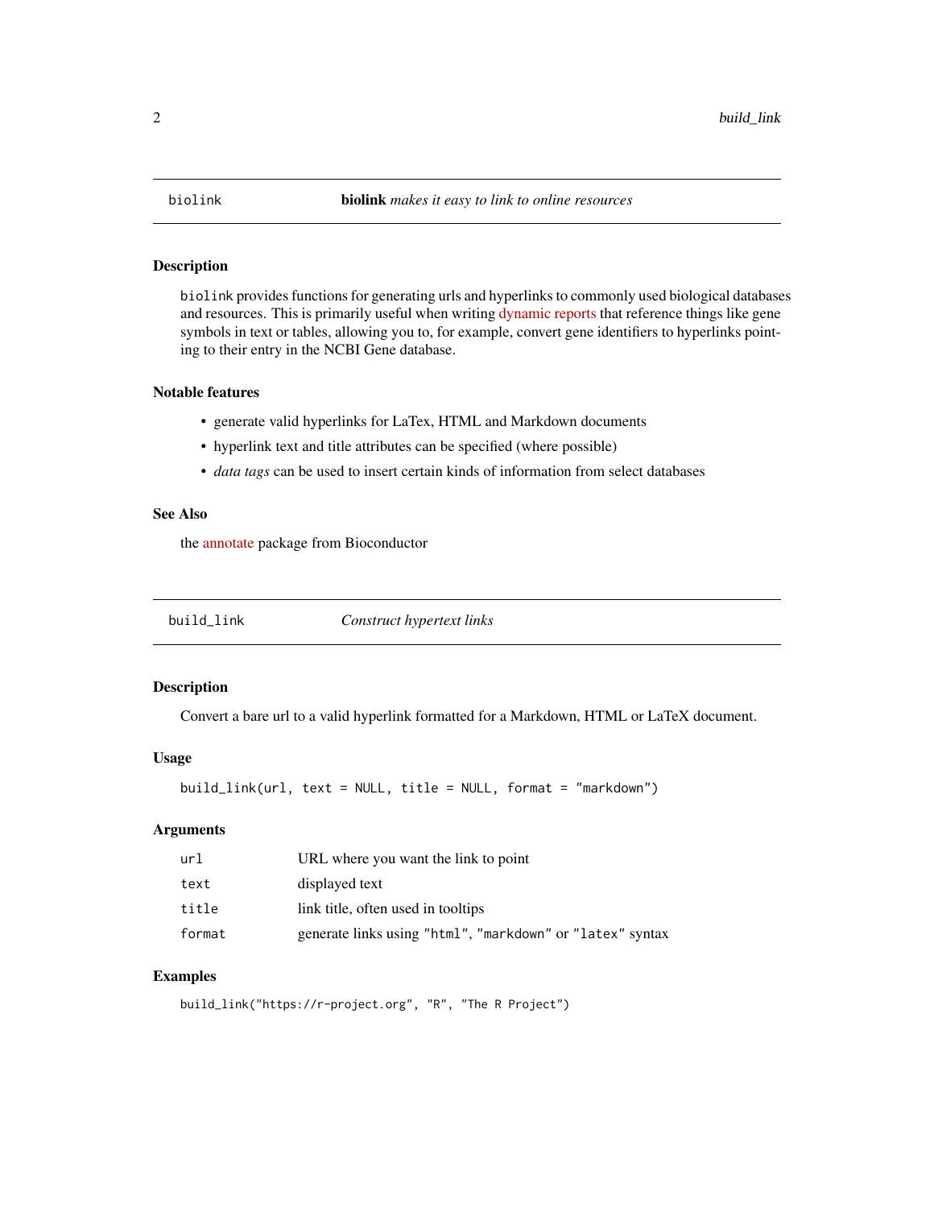## biolink — **biolink** *makes it easy to link to online resources*

### Description

biolink provides functions for generating urls and hyperlinks to commonly used biological databases and resources. This is primarily useful when writing dynamic reports that reference things like gene symbols in text or tables, allowing you to, for example, convert gene identifiers to hyperlinks pointing to their entry in the NCBI Gene database.

### Notable features

- generate valid hyperlinks for LaTex, HTML and Markdown documents
- hyperlink text and title attributes can be specified (where possible)
- *data tags* can be used to insert certain kinds of information from select databases

### See Also

the annotate package from Bioconductor

## build_link — *Construct hypertext links*

### Description

Convert a bare url to a valid hyperlink formatted for a Markdown, HTML or LaTeX document.

### Usage

```
build_link(url, text = NULL, title = NULL, format = "markdown")
```

### Arguments

| | |
|---|---|
| url | URL where you want the link to point |
| text | displayed text |
| title | link title, often used in tooltips |
| format | generate links using "html", "markdown" or "latex" syntax |

### Examples

```
build_link("https://r-project.org", "R", "The R Project")
```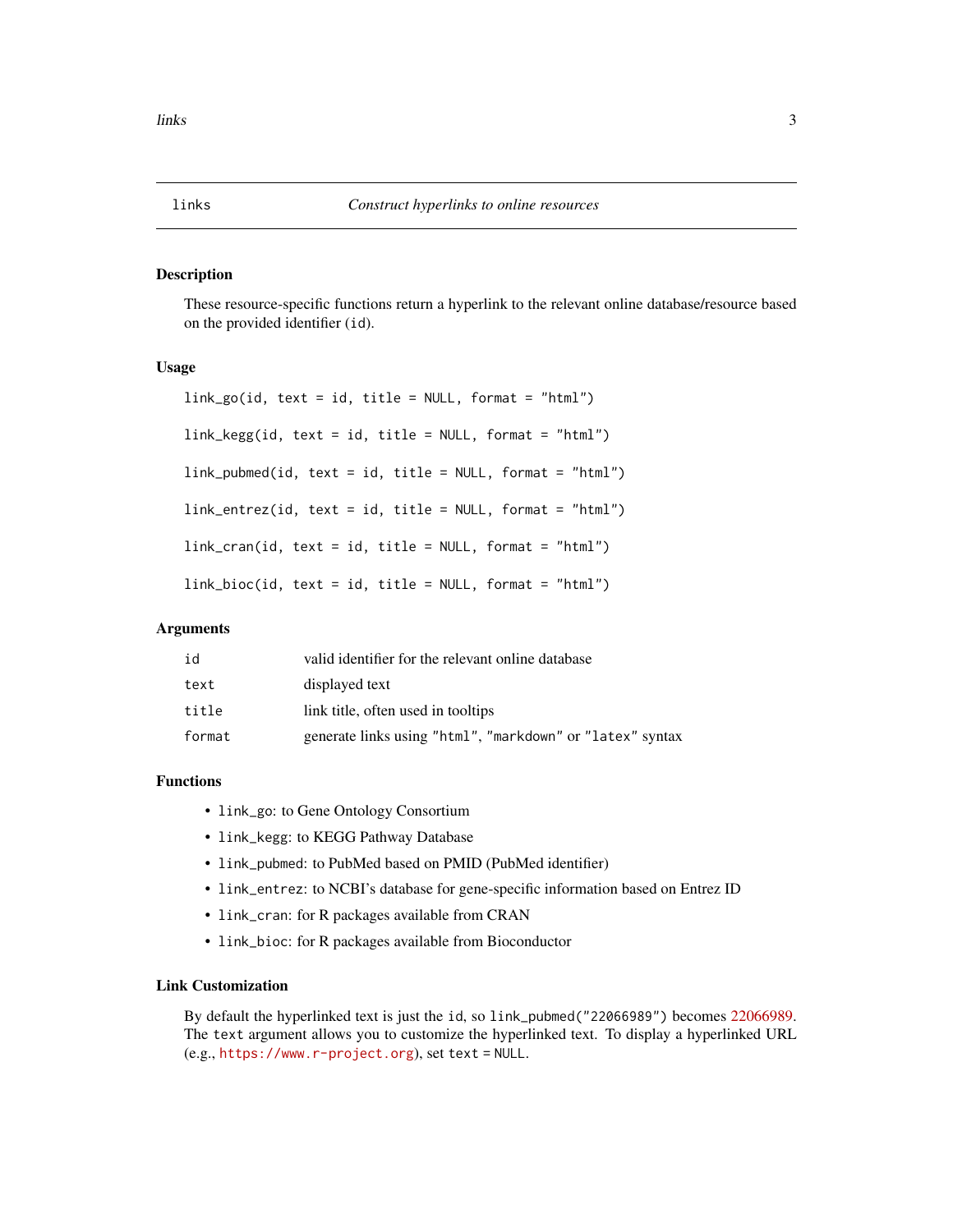# links — *Construct hyperlinks to online resources*

## Description

These resource-specific functions return a hyperlink to the relevant online database/resource based on the provided identifier (`id`).

## Usage

```
link_go(id, text = id, title = NULL, format = "html")

link_kegg(id, text = id, title = NULL, format = "html")

link_pubmed(id, text = id, title = NULL, format = "html")

link_entrez(id, text = id, title = NULL, format = "html")

link_cran(id, text = id, title = NULL, format = "html")

link_bioc(id, text = id, title = NULL, format = "html")
```

## Arguments

| | |
|---|---|
| `id` | valid identifier for the relevant online database |
| `text` | displayed text |
| `title` | link title, often used in tooltips |
| `format` | generate links using `"html"`, `"markdown"` or `"latex"` syntax |

## Functions

- `link_go`: to Gene Ontology Consortium
- `link_kegg`: to KEGG Pathway Database
- `link_pubmed`: to PubMed based on PMID (PubMed identifier)
- `link_entrez`: to NCBI's database for gene-specific information based on Entrez ID
- `link_cran`: for R packages available from CRAN
- `link_bioc`: for R packages available from Bioconductor

## Link Customization

By default the hyperlinked text is just the `id`, so `link_pubmed("22066989")` becomes 22066989. The `text` argument allows you to customize the hyperlinked text. To display a hyperlinked URL (e.g., `https://www.r-project.org`), set `text = NULL`.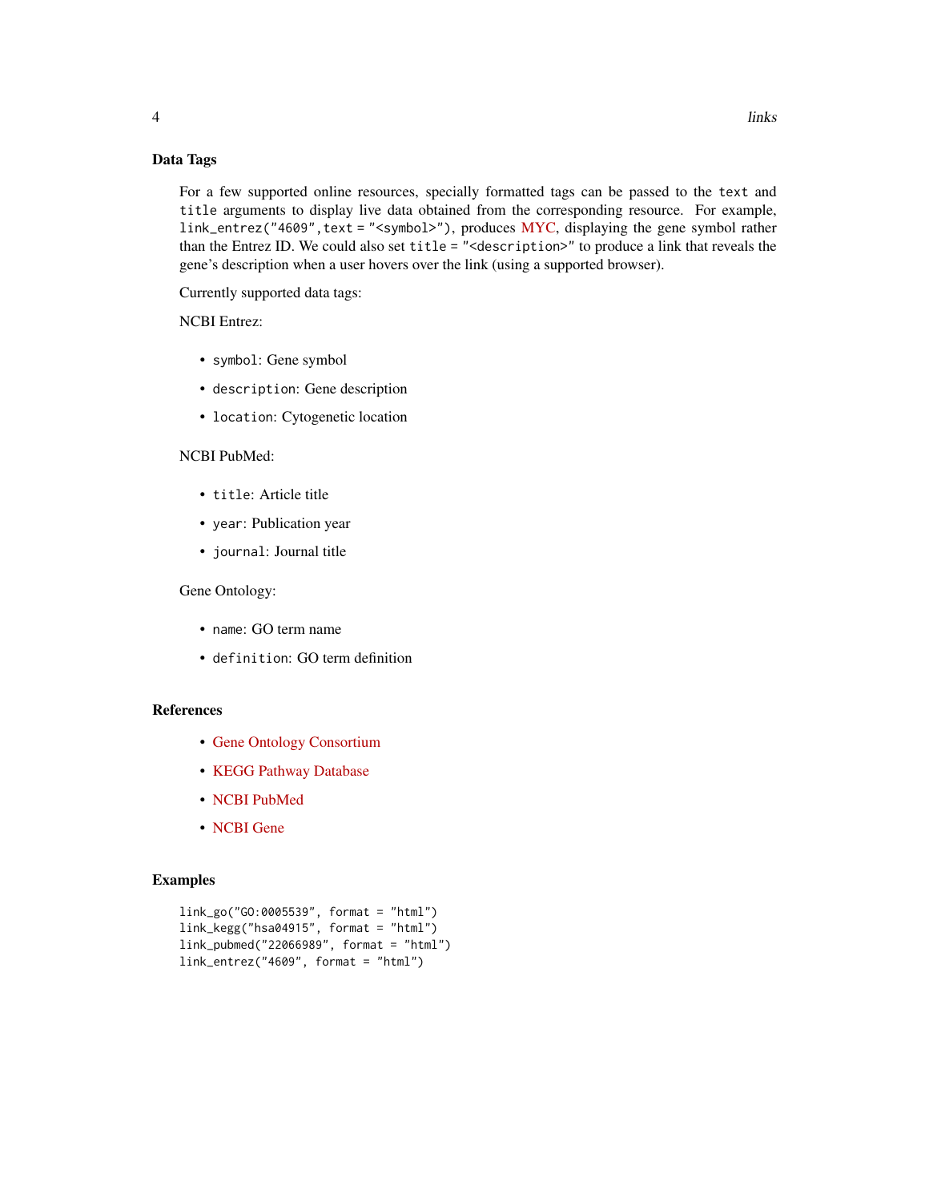### Data Tags

For a few supported online resources, specially formatted tags can be passed to the `text` and `title` arguments to display live data obtained from the corresponding resource. For example, `link_entrez("4609",text = "<symbol>")`, produces MYC, displaying the gene symbol rather than the Entrez ID. We could also set `title = "<description>"` to produce a link that reveals the gene's description when a user hovers over the link (using a supported browser).

Currently supported data tags:

NCBI Entrez:

- `symbol`: Gene symbol
- `description`: Gene description
- `location`: Cytogenetic location

NCBI PubMed:

- `title`: Article title
- `year`: Publication year
- `journal`: Journal title

Gene Ontology:

- `name`: GO term name
- `definition`: GO term definition

### References

- Gene Ontology Consortium
- KEGG Pathway Database
- NCBI PubMed
- NCBI Gene

### Examples

```
link_go("GO:0005539", format = "html")
link_kegg("hsa04915", format = "html")
link_pubmed("22066989", format = "html")
link_entrez("4609", format = "html")
```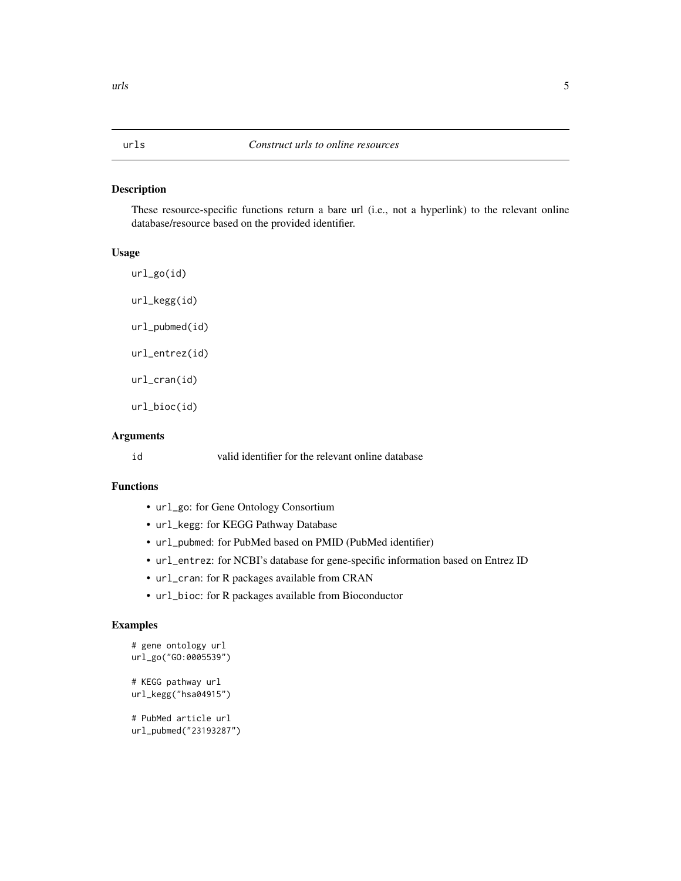# urls — *Construct urls to online resources*

## Description

These resource-specific functions return a bare url (i.e., not a hyperlink) to the relevant online database/resource based on the provided identifier.

## Usage

```
url_go(id)

url_kegg(id)

url_pubmed(id)

url_entrez(id)

url_cran(id)

url_bioc(id)
```

## Arguments

| | |
|---|---|
| `id` | valid identifier for the relevant online database |

## Functions

- `url_go`: for Gene Ontology Consortium
- `url_kegg`: for KEGG Pathway Database
- `url_pubmed`: for PubMed based on PMID (PubMed identifier)
- `url_entrez`: for NCBI's database for gene-specific information based on Entrez ID
- `url_cran`: for R packages available from CRAN
- `url_bioc`: for R packages available from Bioconductor

## Examples

```
# gene ontology url
url_go("GO:0005539")

# KEGG pathway url
url_kegg("hsa04915")

# PubMed article url
url_pubmed("23193287")
```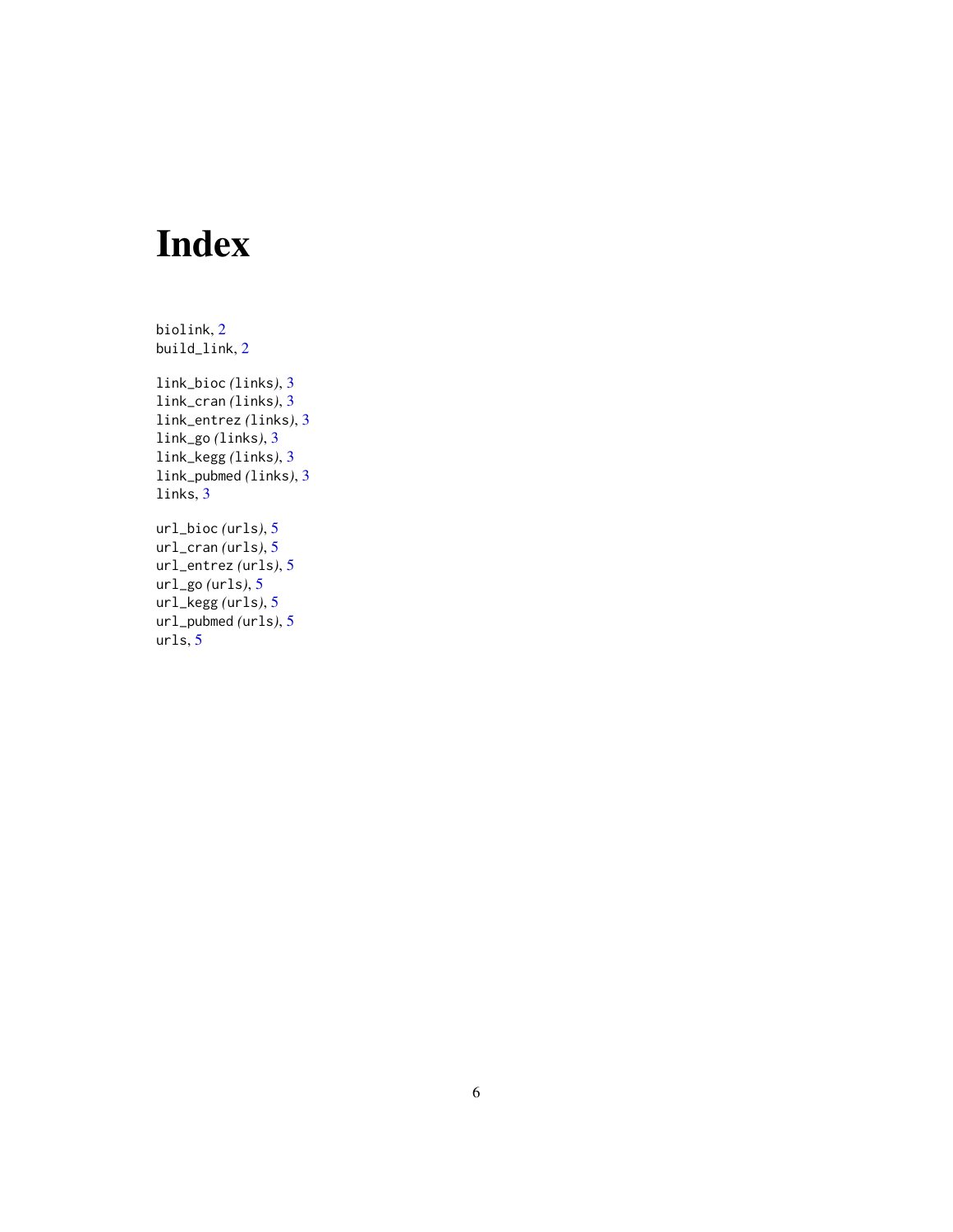# Index

biolink, 2
build_link, 2

link_bioc (links), 3
link_cran (links), 3
link_entrez (links), 3
link_go (links), 3
link_kegg (links), 3
link_pubmed (links), 3
links, 3

url_bioc (urls), 5
url_cran (urls), 5
url_entrez (urls), 5
url_go (urls), 5
url_kegg (urls), 5
url_pubmed (urls), 5
urls, 5